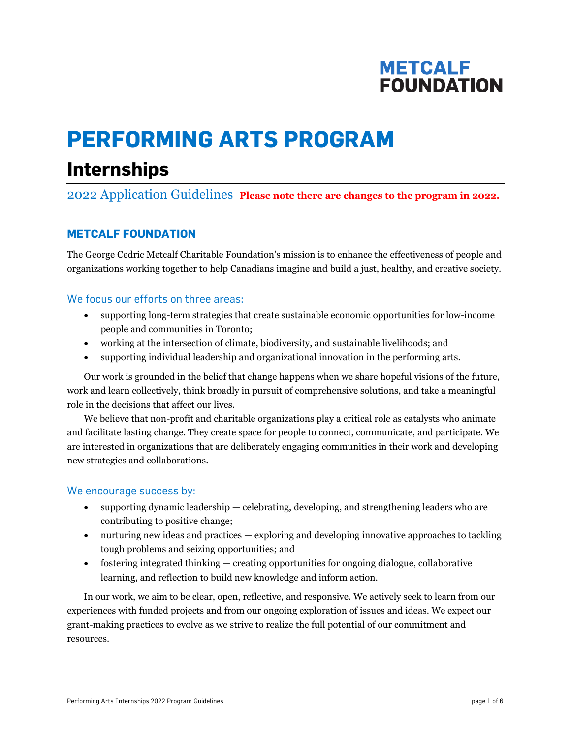METCALF FOUNDATION

# PERFORMING ARTS PROGRAM

## Internships

2022 Application Guidelines **Please note there are changes to the program in 2022.**

### METCALF FOUNDATION

The George Cedric Metcalf Charitable Foundation's mission is to enhance the effectiveness of people and organizations working together to help Canadians imagine and build a just, healthy, and creative society.

#### We focus our efforts on three areas:

- supporting long-term strategies that create sustainable economic opportunities for low-income people and communities in Toronto;
- working at the intersection of climate, biodiversity, and sustainable livelihoods; and
- supporting individual leadership and organizational innovation in the performing arts.

Our work is grounded in the belief that change happens when we share hopeful visions of the future, work and learn collectively, think broadly in pursuit of comprehensive solutions, and take a meaningful role in the decisions that affect our lives.

We believe that non-profit and charitable organizations play a critical role as catalysts who animate and facilitate lasting change. They create space for people to connect, communicate, and participate. We are interested in organizations that are deliberately engaging communities in their work and developing new strategies and collaborations.

#### We encourage success by:

- supporting dynamic leadership — celebrating, developing, and strengthening leaders who are contributing to positive change;
- nurturing new ideas and practices — exploring and developing innovative approaches to tackling tough problems and seizing opportunities; and
- fostering integrated thinking — creating opportunities for ongoing dialogue, collaborative learning, and reflection to build new knowledge and inform action.

In our work, we aim to be clear, open, reflective, and responsive. We actively seek to learn from our experiences with funded projects and from our ongoing exploration of issues and ideas. We expect our grant-making practices to evolve as we strive to realize the full potential of our commitment and resources.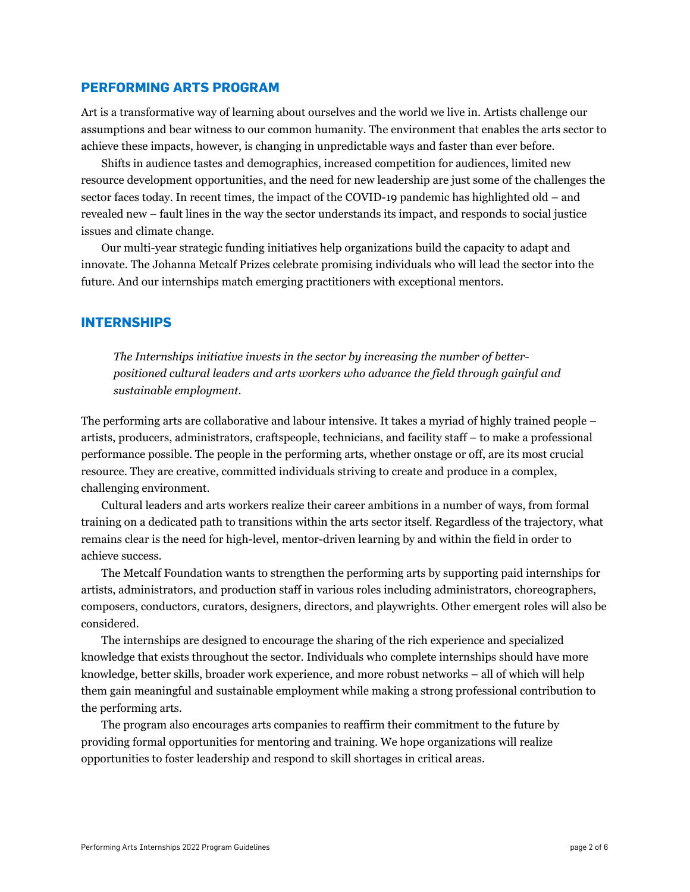## PERFORMING ARTS PROGRAM

Art is a transformative way of learning about ourselves and the world we live in. Artists challenge our assumptions and bear witness to our common humanity. The environment that enables the arts sector to achieve these impacts, however, is changing in unpredictable ways and faster than ever before.

Shifts in audience tastes and demographics, increased competition for audiences, limited new resource development opportunities, and the need for new leadership are just some of the challenges the sector faces today. In recent times, the impact of the COVID-19 pandemic has highlighted old – and revealed new – fault lines in the way the sector understands its impact, and responds to social justice issues and climate change.

Our multi-year strategic funding initiatives help organizations build the capacity to adapt and innovate. The Johanna Metcalf Prizes celebrate promising individuals who will lead the sector into the future. And our internships match emerging practitioners with exceptional mentors.

## INTERNSHIPS

> *The Internships initiative invests in the sector by increasing the number of better-positioned cultural leaders and arts workers who advance the field through gainful and sustainable employment.*

The performing arts are collaborative and labour intensive. It takes a myriad of highly trained people – artists, producers, administrators, craftspeople, technicians, and facility staff – to make a professional performance possible. The people in the performing arts, whether onstage or off, are its most crucial resource. They are creative, committed individuals striving to create and produce in a complex, challenging environment.

Cultural leaders and arts workers realize their career ambitions in a number of ways, from formal training on a dedicated path to transitions within the arts sector itself. Regardless of the trajectory, what remains clear is the need for high-level, mentor-driven learning by and within the field in order to achieve success.

The Metcalf Foundation wants to strengthen the performing arts by supporting paid internships for artists, administrators, and production staff in various roles including administrators, choreographers, composers, conductors, curators, designers, directors, and playwrights. Other emergent roles will also be considered.

The internships are designed to encourage the sharing of the rich experience and specialized knowledge that exists throughout the sector. Individuals who complete internships should have more knowledge, better skills, broader work experience, and more robust networks – all of which will help them gain meaningful and sustainable employment while making a strong professional contribution to the performing arts.

The program also encourages arts companies to reaffirm their commitment to the future by providing formal opportunities for mentoring and training. We hope organizations will realize opportunities to foster leadership and respond to skill shortages in critical areas.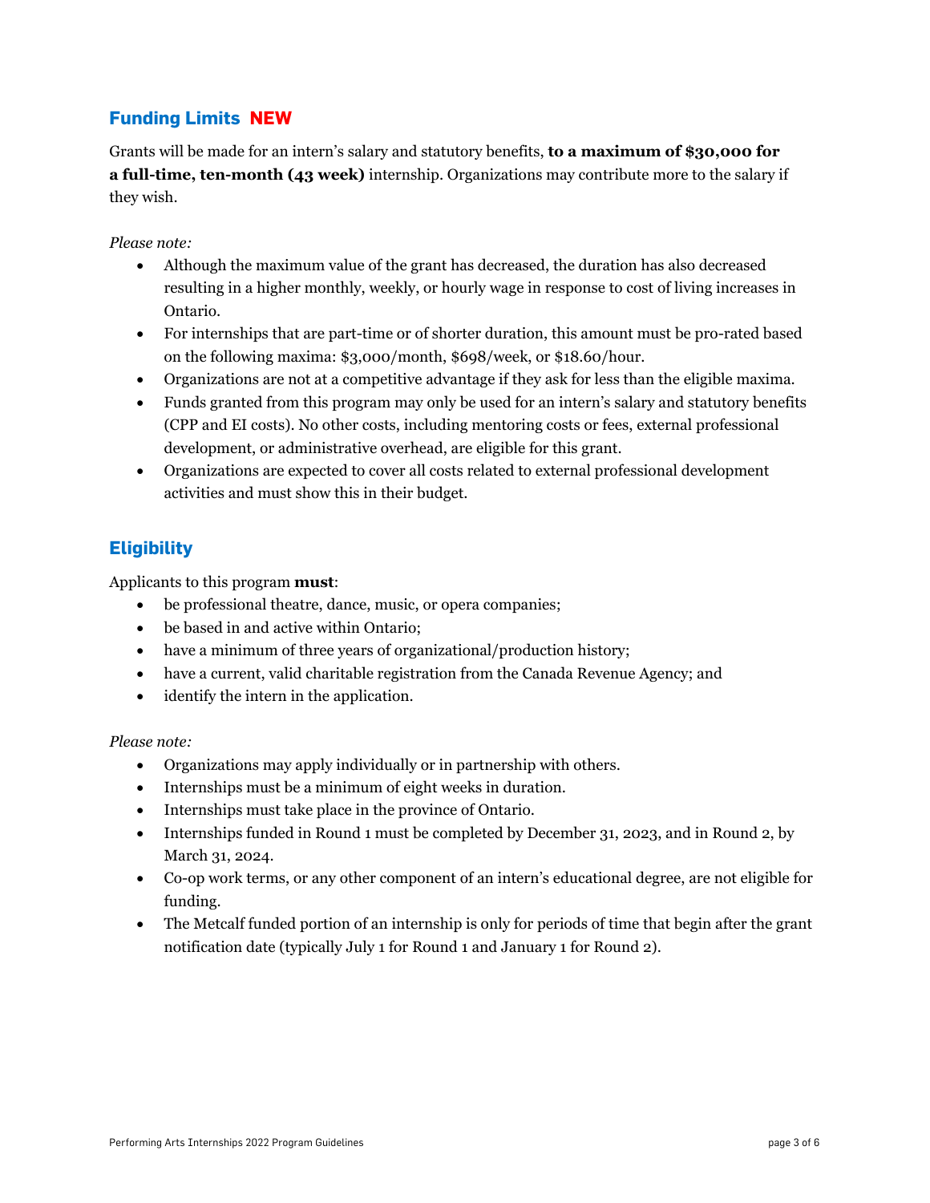## Funding Limits NEW

Grants will be made for an intern's salary and statutory benefits, **to a maximum of $30,000 for a full-time, ten-month (43 week)** internship. Organizations may contribute more to the salary if they wish.

*Please note:*

- Although the maximum value of the grant has decreased, the duration has also decreased resulting in a higher monthly, weekly, or hourly wage in response to cost of living increases in Ontario.
- For internships that are part-time or of shorter duration, this amount must be pro-rated based on the following maxima: $3,000/month, $698/week, or $18.60/hour.
- Organizations are not at a competitive advantage if they ask for less than the eligible maxima.
- Funds granted from this program may only be used for an intern's salary and statutory benefits (CPP and EI costs). No other costs, including mentoring costs or fees, external professional development, or administrative overhead, are eligible for this grant.
- Organizations are expected to cover all costs related to external professional development activities and must show this in their budget.

## Eligibility

Applicants to this program **must**:

- be professional theatre, dance, music, or opera companies;
- be based in and active within Ontario;
- have a minimum of three years of organizational/production history;
- have a current, valid charitable registration from the Canada Revenue Agency; and
- identify the intern in the application.

*Please note:*

- Organizations may apply individually or in partnership with others.
- Internships must be a minimum of eight weeks in duration.
- Internships must take place in the province of Ontario.
- Internships funded in Round 1 must be completed by December 31, 2023, and in Round 2, by March 31, 2024.
- Co-op work terms, or any other component of an intern's educational degree, are not eligible for funding.
- The Metcalf funded portion of an internship is only for periods of time that begin after the grant notification date (typically July 1 for Round 1 and January 1 for Round 2).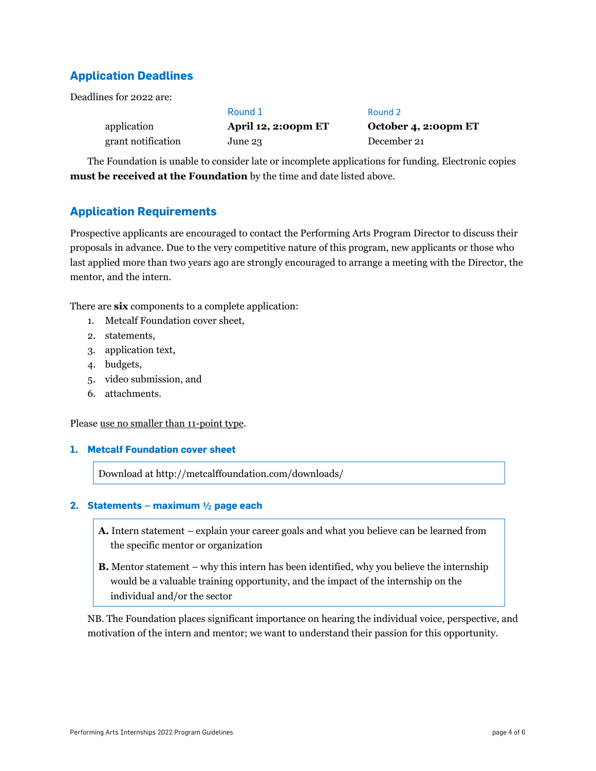## Application Deadlines

Deadlines for 2022 are:

| | Round 1 | Round 2 |
|---|---|---|
| application | **April 12, 2:00pm ET** | **October 4, 2:00pm ET** |
| grant notification | June 23 | December 21 |

The Foundation is unable to consider late or incomplete applications for funding. Electronic copies **must be received at the Foundation** by the time and date listed above.

## Application Requirements

Prospective applicants are encouraged to contact the Performing Arts Program Director to discuss their proposals in advance. Due to the very competitive nature of this program, new applicants or those who last applied more than two years ago are strongly encouraged to arrange a meeting with the Director, the mentor, and the intern.

There are **six** components to a complete application:

1. Metcalf Foundation cover sheet,
2. statements,
3. application text,
4. budgets,
5. video submission, and
6. attachments.

Please <u>use no smaller than 11-point type</u>.

### 1. Metcalf Foundation cover sheet

Download at http://metcalffoundation.com/downloads/

### 2. Statements – maximum ½ page each

**A.** Intern statement – explain your career goals and what you believe can be learned from the specific mentor or organization

**B.** Mentor statement – why this intern has been identified, why you believe the internship would be a valuable training opportunity, and the impact of the internship on the individual and/or the sector

NB. The Foundation places significant importance on hearing the individual voice, perspective, and motivation of the intern and mentor; we want to understand their passion for this opportunity.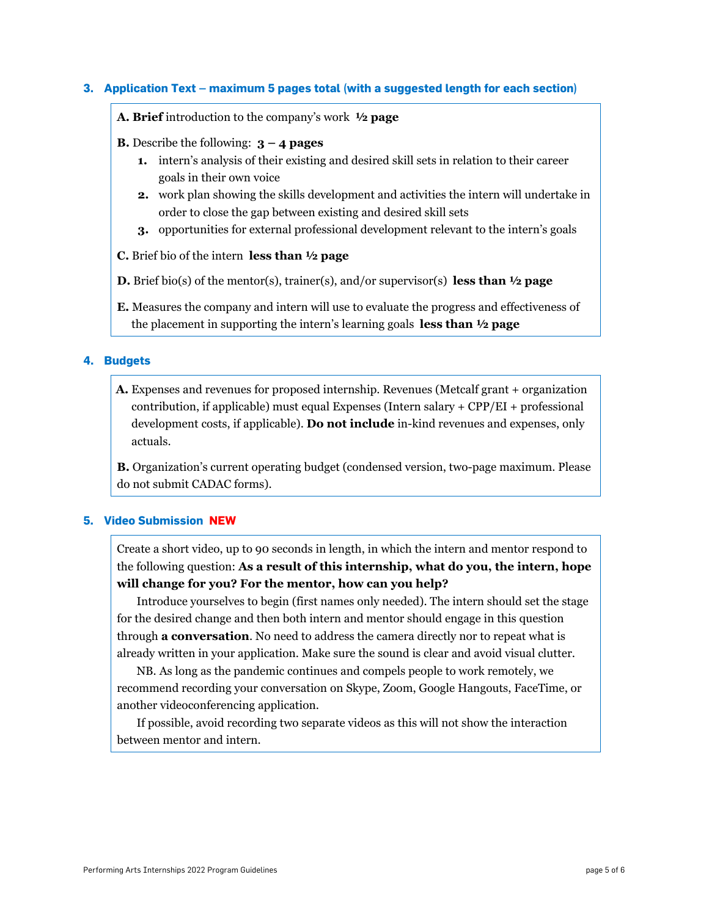### 3. Application Text – maximum 5 pages total (with a suggested length for each section)

**A. Brief** introduction to the company's work **½ page**

**B.** Describe the following: **3 – 4 pages**

1. intern's analysis of their existing and desired skill sets in relation to their career goals in their own voice
2. work plan showing the skills development and activities the intern will undertake in order to close the gap between existing and desired skill sets
3. opportunities for external professional development relevant to the intern's goals

**C.** Brief bio of the intern **less than ½ page**

**D.** Brief bio(s) of the mentor(s), trainer(s), and/or supervisor(s) **less than ½ page**

**E.** Measures the company and intern will use to evaluate the progress and effectiveness of the placement in supporting the intern's learning goals **less than ½ page**

### 4. Budgets

**A.** Expenses and revenues for proposed internship. Revenues (Metcalf grant + organization contribution, if applicable) must equal Expenses (Intern salary + CPP/EI + professional development costs, if applicable). **Do not include** in-kind revenues and expenses, only actuals.

**B.** Organization's current operating budget (condensed version, two-page maximum. Please do not submit CADAC forms).

### 5. Video Submission NEW

Create a short video, up to 90 seconds in length, in which the intern and mentor respond to the following question: **As a result of this internship, what do you, the intern, hope will change for you? For the mentor, how can you help?**

Introduce yourselves to begin (first names only needed). The intern should set the stage for the desired change and then both intern and mentor should engage in this question through **a conversation**. No need to address the camera directly nor to repeat what is already written in your application. Make sure the sound is clear and avoid visual clutter.

NB. As long as the pandemic continues and compels people to work remotely, we recommend recording your conversation on Skype, Zoom, Google Hangouts, FaceTime, or another videoconferencing application.

If possible, avoid recording two separate videos as this will not show the interaction between mentor and intern.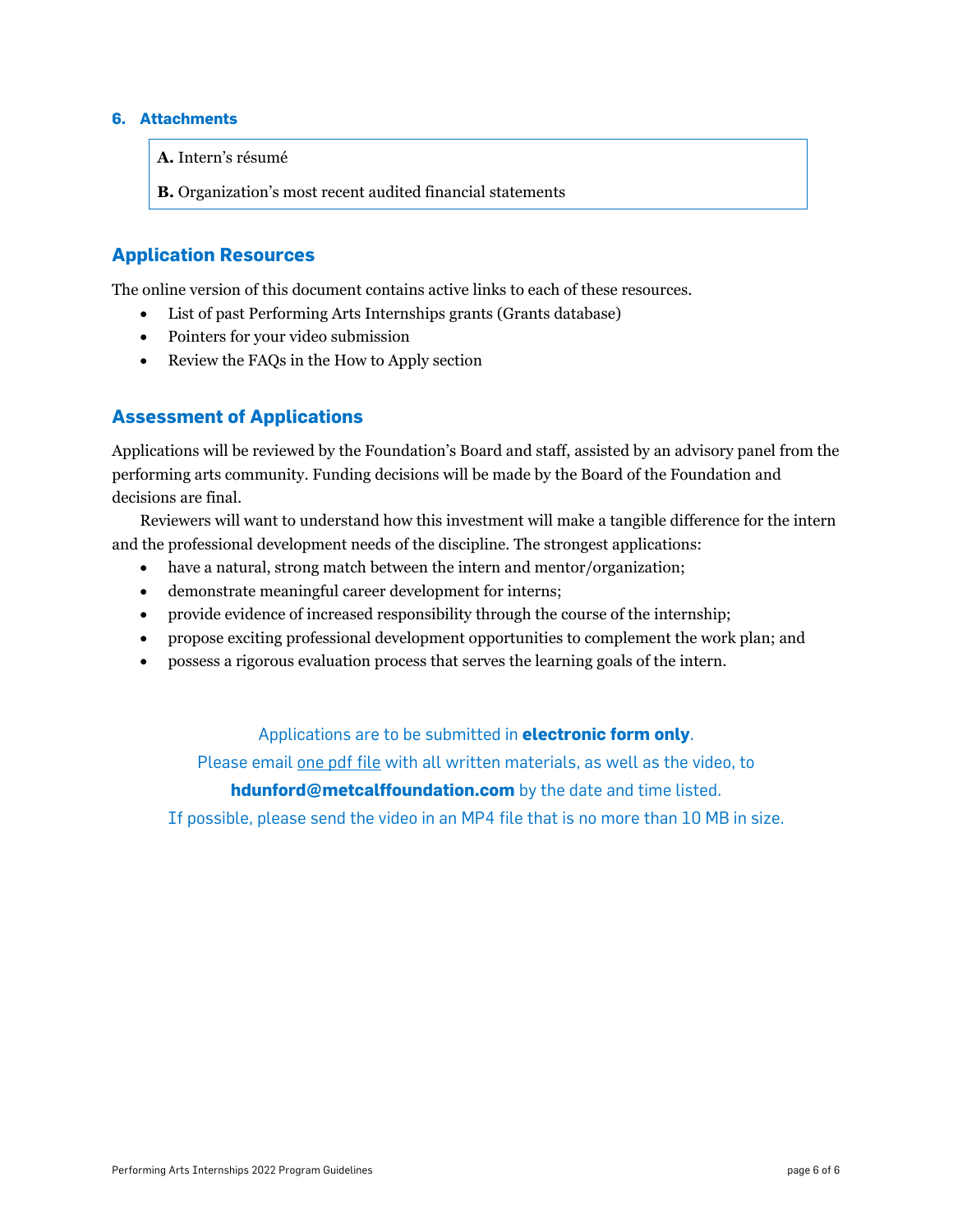### 6. Attachments

**A.** Intern's résumé

**B.** Organization's most recent audited financial statements

## Application Resources

The online version of this document contains active links to each of these resources.

- List of past Performing Arts Internships grants (Grants database)
- Pointers for your video submission
- Review the FAQs in the How to Apply section

## Assessment of Applications

Applications will be reviewed by the Foundation's Board and staff, assisted by an advisory panel from the performing arts community. Funding decisions will be made by the Board of the Foundation and decisions are final.

Reviewers will want to understand how this investment will make a tangible difference for the intern and the professional development needs of the discipline. The strongest applications:

- have a natural, strong match between the intern and mentor/organization;
- demonstrate meaningful career development for interns;
- provide evidence of increased responsibility through the course of the internship;
- propose exciting professional development opportunities to complement the work plan; and
- possess a rigorous evaluation process that serves the learning goals of the intern.

Applications are to be submitted in **electronic form only**.
Please email one pdf file with all written materials, as well as the video, to **hdunford@metcalffoundation.com** by the date and time listed.
If possible, please send the video in an MP4 file that is no more than 10 MB in size.